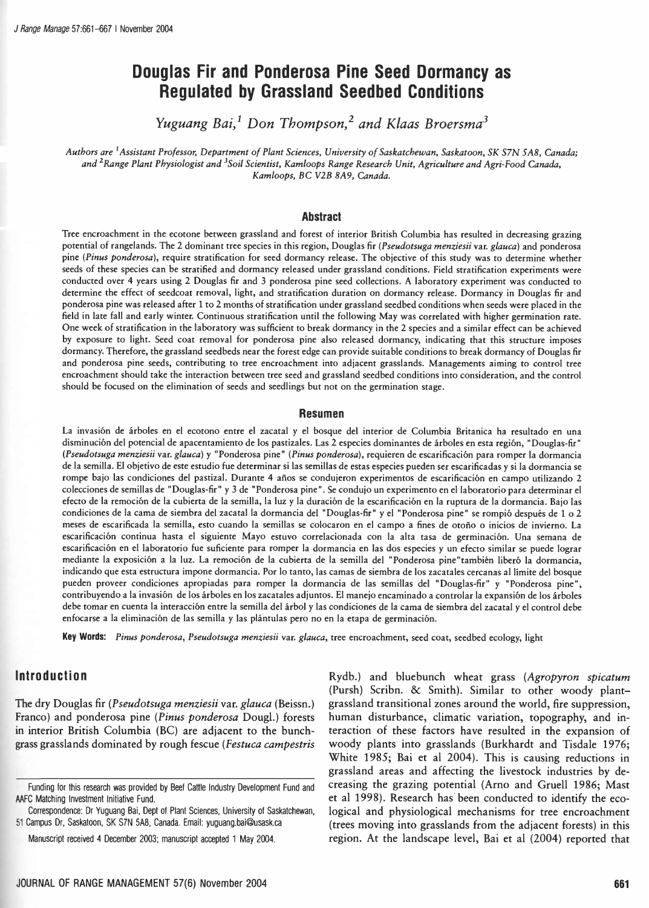# Douglas Fir and Ponderosa Pine Seed Dormancy as Regulated by Grassland Seedbed Conditions

*Yuguang Bai,[1] Don Thompson,[2] and Klaas Broersma[3]*

*Authors are [1]Assistant Professor, Department of Plant Sciences, University of Saskatchewan, Saskatoon, SK S7N 5A8, Canada; and [2]Range Plant Physiologist and [3]Soil Scientist, Kamloops Range Research Unit, Agriculture and Agri-Food Canada, Kamloops, BC V2B 8A9, Canada.*

## Abstract

Tree encroachment in the ecotone between grassland and forest of interior British Columbia has resulted in decreasing grazing potential of rangelands. The 2 dominant tree species in this region, Douglas fir (*Pseudotsuga menziesii* var. *glauca*) and ponderosa pine (*Pinus ponderosa*), require stratification for seed dormancy release. The objective of this study was to determine whether seeds of these species can be stratified and dormancy released under grassland conditions. Field stratification experiments were conducted over 4 years using 2 Douglas fir and 3 ponderosa pine seed collections. A laboratory experiment was conducted to determine the effect of seedcoat removal, light, and stratification duration on dormancy release. Dormancy in Douglas fir and ponderosa pine was released after 1 to 2 months of stratification under grassland seedbed conditions when seeds were placed in the field in late fall and early winter. Continuous stratification until the following May was correlated with higher germination rate. One week of stratification in the laboratory was sufficient to break dormancy in the 2 species and a similar effect can be achieved by exposure to light. Seed coat removal for ponderosa pine also released dormancy, indicating that this structure imposes dormancy. Therefore, the grassland seedbeds near the forest edge can provide suitable conditions to break dormancy of Douglas fir and ponderosa pine seeds, contributing to tree encroachment into adjacent grasslands. Managements aiming to control tree encroachment should take the interaction between tree seed and grassland seedbed conditions into consideration, and the control should be focused on the elimination of seeds and seedlings but not on the germination stage.

## Resumen

La invasión de árboles en el ecotono entre el zacatal y el bosque del interior de Columbia Britanica ha resultado en una disminución del potencial de apacentamiento de los pastizales. Las 2 especies dominantes de árboles en esta región, "Douglas-fir" (*Pseudotsuga menziesii* var. *glauca*) y "Ponderosa pine" (*Pinus ponderosa*), requieren de escarificación para romper la dormancia de la semilla. El objetivo de este estudio fue determinar si las semillas de estas especies pueden ser escarificadas y si la dormancia se rompe bajo las condiciones del pastizal. Durante 4 años se condujeron experimentos de escarificación en campo utilizando 2 colecciones de semillas de "Douglas-fir" y 3 de "Ponderosa pine". Se condujo un experimento en el laboratorio para determinar el efecto de la remoción de la cubierta de la semilla, la luz y la duración de la escarificación en la ruptura de la dormancia. Bajo las condiciones de la cama de siembra del zacatal la dormancia del "Douglas-fir" y el "Ponderosa pine" se rompió después de 1 o 2 meses de escarificada la semilla, esto cuando la semillas se colocaron en el campo a fines de otoño o inicios de invierno. La escarificación continua hasta el siguiente Mayo estuvo correlacionada con la alta tasa de germinación. Una semana de escarificación en el laboratorio fue suficiente para romper la dormancia en las dos especies y un efecto similar se puede lograr mediante la exposición a la luz. La remoción de la cubierta de la semilla del "Ponderosa pine" también liberó la dormancia, indicando que esta estructura impone dormancia. Por lo tanto, las camas de siembra de los zacatales cercanas al límite del bosque pueden proveer condiciones apropiadas para romper la dormancia de las semillas del "Douglas-fir" y "Ponderosa pine", contribuyendo a la invasión de los árboles en los zacatales adjuntos. El manejo encaminado a controlar la expansión de los árboles debe tomar en cuenta la interacción entre la semilla del árbol y las condiciones de la cama de siembra del zacatal y el control debe enfocarse a la eliminación de las semilla y las plántulas pero no en la etapa de germinación.

**Key Words:** *Pinus ponderosa*, *Pseudotsuga menziesii* var. *glauca*, tree encroachment, seed coat, seedbed ecology, light

## Introduction

The dry Douglas fir (*Pseudotsuga menziesii* var. *glauca* (Beissn.) Franco) and ponderosa pine (*Pinus ponderosa* Dougl.) forests in interior British Columbia (BC) are adjacent to the bunchgrass grasslands dominated by rough fescue (*Festuca campestris* Rydb.) and bluebunch wheat grass (*Agropyron spicatum* (Pursh) Scribn. & Smith). Similar to other woody plant–grassland transitional zones around the world, fire suppression, human disturbance, climatic variation, topography, and interaction of these factors have resulted in the expansion of woody plants into grasslands (Burkhardt and Tisdale 1976; White 1985; Bai et al 2004). This is causing reductions in grassland areas and affecting the livestock industries by decreasing the grazing potential (Arno and Gruell 1986; Mast et al 1998). Research has been conducted to identify the ecological and physiological mechanisms for tree encroachment (trees moving into grasslands from the adjacent forests) in this region. At the landscape level, Bai et al (2004) reported that

Funding for this research was provided by Beef Cattle Industry Development Fund and AAFC Matching Investment Initiative Fund.

Correspondence: Dr Yuguang Bai, Dept of Plant Sciences, University of Saskatchewan, 51 Campus Dr, Saskatoon, SK S7N 5A8, Canada. Email: yuguang.bai@usask.ca

Manuscript received 4 December 2003; manuscript accepted 1 May 2004.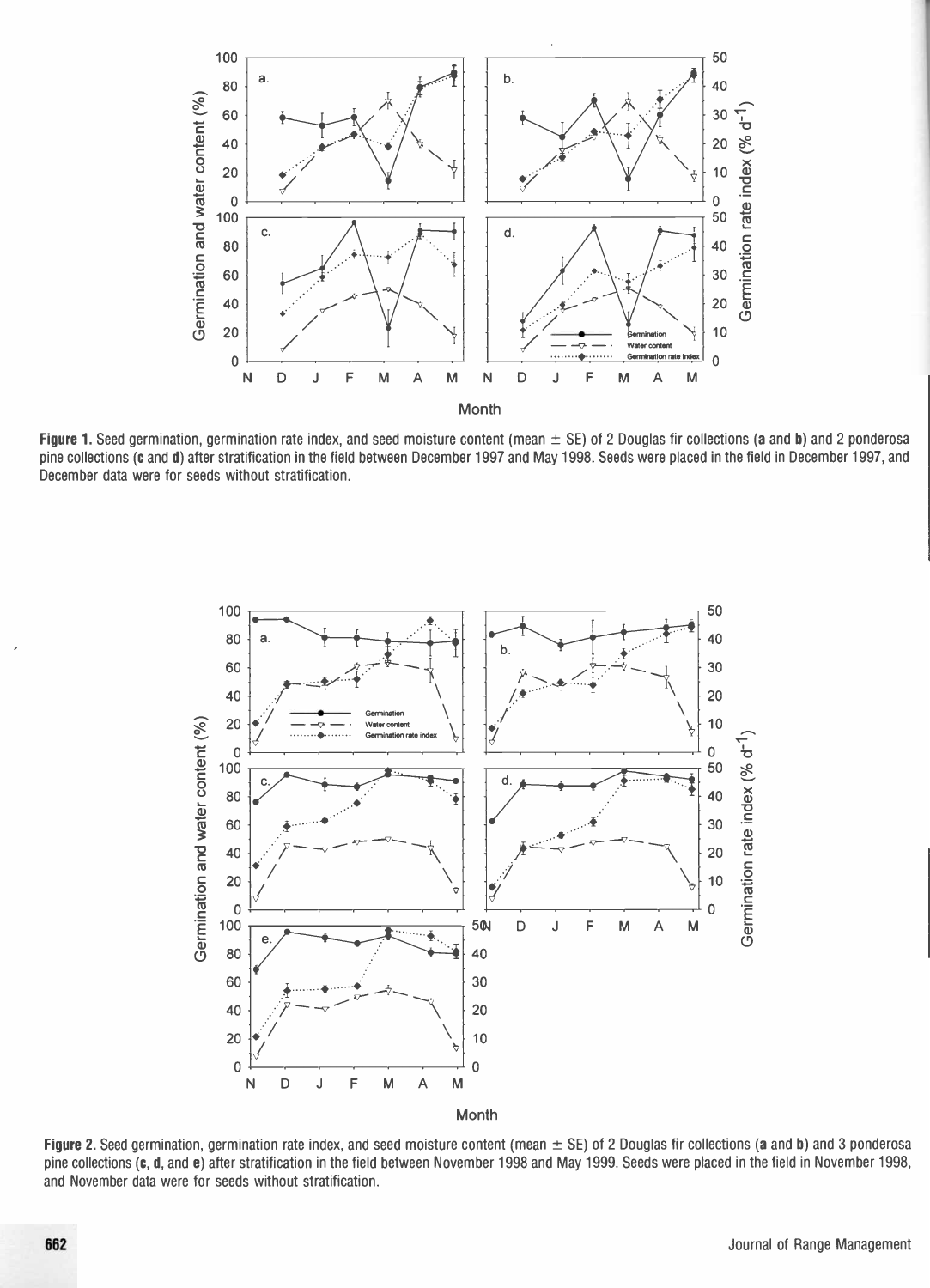**Figure 1.** Seed germination, germination rate index, and seed moisture content (mean ± SE) of 2 Douglas fir collections (**a** and **b**) and 2 ponderosa pine collections (**c** and **d**) after stratification in the field between December 1997 and May 1998. Seeds were placed in the field in December 1997, and December data were for seeds without stratification.

**Figure 2.** Seed germination, germination rate index, and seed moisture content (mean ± SE) of 2 Douglas fir collections (**a** and **b**) and 3 ponderosa pine collections (**c**, **d**, and **e**) after stratification in the field between November 1998 and May 1999. Seeds were placed in the field in November 1998, and November data were for seeds without stratification.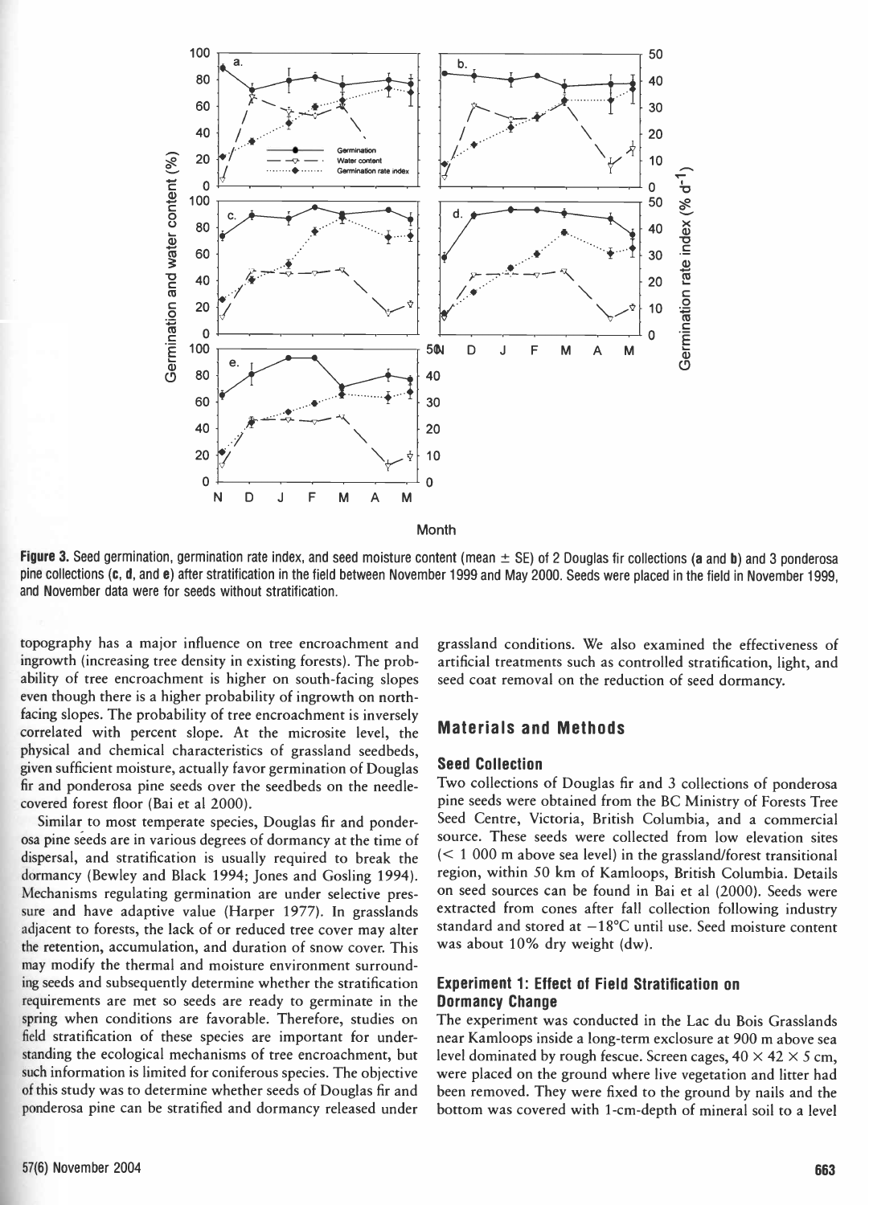**Figure 3.** Seed germination, germination rate index, and seed moisture content (mean ± SE) of 2 Douglas fir collections (**a** and **b**) and 3 ponderosa pine collections (**c**, **d**, and **e**) after stratification in the field between November 1999 and May 2000. Seeds were placed in the field in November 1999, and November data were for seeds without stratification.

topography has a major influence on tree encroachment and ingrowth (increasing tree density in existing forests). The probability of tree encroachment is higher on south-facing slopes even though there is a higher probability of ingrowth on north-facing slopes. The probability of tree encroachment is inversely correlated with percent slope. At the microsite level, the physical and chemical characteristics of grassland seedbeds, given sufficient moisture, actually favor germination of Douglas fir and ponderosa pine seeds over the seedbeds on the needle-covered forest floor (Bai et al 2000).

Similar to most temperate species, Douglas fir and ponderosa pine seeds are in various degrees of dormancy at the time of dispersal, and stratification is usually required to break the dormancy (Bewley and Black 1994; Jones and Gosling 1994). Mechanisms regulating germination are under selective pressure and have adaptive value (Harper 1977). In grasslands adjacent to forests, the lack of or reduced tree cover may alter the retention, accumulation, and duration of snow cover. This may modify the thermal and moisture environment surrounding seeds and subsequently determine whether the stratification requirements are met so seeds are ready to germinate in the spring when conditions are favorable. Therefore, studies on field stratification of these species are important for understanding the ecological mechanisms of tree encroachment, but such information is limited for coniferous species. The objective of this study was to determine whether seeds of Douglas fir and ponderosa pine can be stratified and dormancy released under grassland conditions. We also examined the effectiveness of artificial treatments such as controlled stratification, light, and seed coat removal on the reduction of seed dormancy.

## Materials and Methods

### Seed Collection

Two collections of Douglas fir and 3 collections of ponderosa pine seeds were obtained from the BC Ministry of Forests Tree Seed Centre, Victoria, British Columbia, and a commercial source. These seeds were collected from low elevation sites (< 1 000 m above sea level) in the grassland/forest transitional region, within 50 km of Kamloops, British Columbia. Details on seed sources can be found in Bai et al (2000). Seeds were extracted from cones after fall collection following industry standard and stored at −18°C until use. Seed moisture content was about 10% dry weight (dw).

### Experiment 1: Effect of Field Stratification on Dormancy Change

The experiment was conducted in the Lac du Bois Grasslands near Kamloops inside a long-term exclosure at 900 m above sea level dominated by rough fescue. Screen cages, 40 × 42 × 5 cm, were placed on the ground where live vegetation and litter had been removed. They were fixed to the ground by nails and the bottom was covered with 1-cm-depth of mineral soil to a level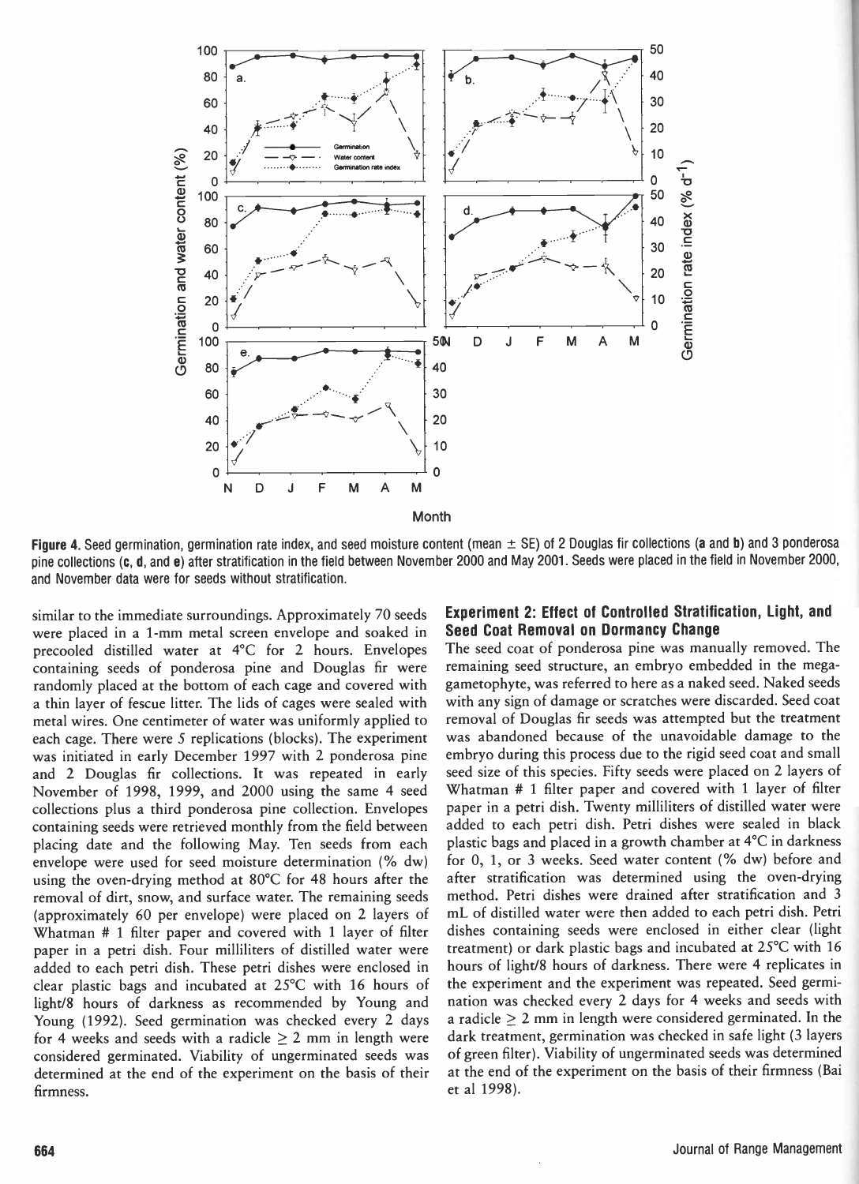Figure 4. Seed germination, germination rate index, and seed moisture content (mean ± SE) of 2 Douglas fir collections (**a** and **b**) and 3 ponderosa pine collections (**c**, **d**, and **e**) after stratification in the field between November 2000 and May 2001. Seeds were placed in the field in November 2000, and November data were for seeds without stratification.

similar to the immediate surroundings. Approximately 70 seeds were placed in a 1-mm metal screen envelope and soaked in precooled distilled water at 4°C for 2 hours. Envelopes containing seeds of ponderosa pine and Douglas fir were randomly placed at the bottom of each cage and covered with a thin layer of fescue litter. The lids of cages were sealed with metal wires. One centimeter of water was uniformly applied to each cage. There were 5 replications (blocks). The experiment was initiated in early December 1997 with 2 ponderosa pine and 2 Douglas fir collections. It was repeated in early November of 1998, 1999, and 2000 using the same 4 seed collections plus a third ponderosa pine collection. Envelopes containing seeds were retrieved monthly from the field between placing date and the following May. Ten seeds from each envelope were used for seed moisture determination (% dw) using the oven-drying method at 80°C for 48 hours after the removal of dirt, snow, and surface water. The remaining seeds (approximately 60 per envelope) were placed on 2 layers of Whatman # 1 filter paper and covered with 1 layer of filter paper in a petri dish. Four milliliters of distilled water were added to each petri dish. These petri dishes were enclosed in clear plastic bags and incubated at 25°C with 16 hours of light/8 hours of darkness as recommended by Young and Young (1992). Seed germination was checked every 2 days for 4 weeks and seeds with a radicle ≥ 2 mm in length were considered germinated. Viability of ungerminated seeds was determined at the end of the experiment on the basis of their firmness.

## Experiment 2: Effect of Controlled Stratification, Light, and Seed Coat Removal on Dormancy Change

The seed coat of ponderosa pine was manually removed. The remaining seed structure, an embryo embedded in the megagametophyte, was referred to here as a naked seed. Naked seeds with any sign of damage or scratches were discarded. Seed coat removal of Douglas fir seeds was attempted but the treatment was abandoned because of the unavoidable damage to the embryo during this process due to the rigid seed coat and small seed size of this species. Fifty seeds were placed on 2 layers of Whatman # 1 filter paper and covered with 1 layer of filter paper in a petri dish. Twenty milliliters of distilled water were added to each petri dish. Petri dishes were sealed in black plastic bags and placed in a growth chamber at 4°C in darkness for 0, 1, or 3 weeks. Seed water content (% dw) before and after stratification was determined using the oven-drying method. Petri dishes were drained after stratification and 3 mL of distilled water were then added to each petri dish. Petri dishes containing seeds were enclosed in either clear (light treatment) or dark plastic bags and incubated at 25°C with 16 hours of light/8 hours of darkness. There were 4 replicates in the experiment and the experiment was repeated. Seed germination was checked every 2 days for 4 weeks and seeds with a radicle ≥ 2 mm in length were considered germinated. In the dark treatment, germination was checked in safe light (3 layers of green filter). Viability of ungerminated seeds was determined at the end of the experiment on the basis of their firmness (Bai et al 1998).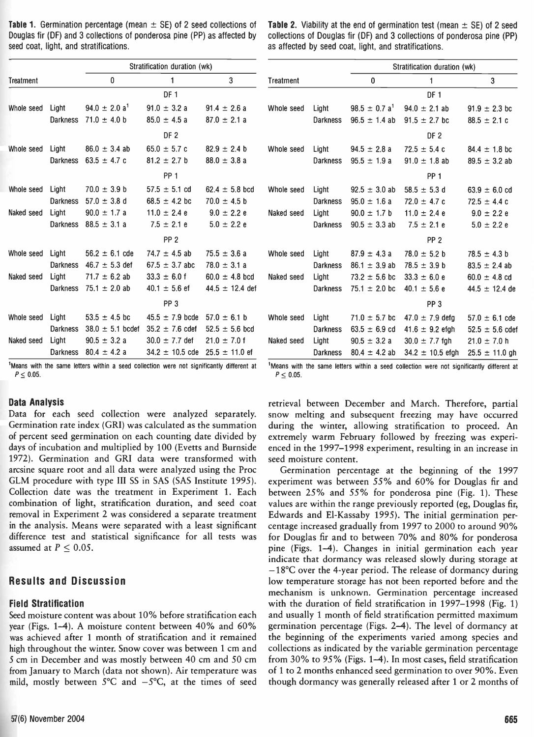**Table 1.** Germination percentage (mean ± SE) of 2 seed collections of Douglas fir (DF) and 3 collections of ponderosa pine (PP) as affected by seed coat, light, and stratifications.

| Treatment | | Stratification duration (wk) | | |
|---|---|---|---|---|
| | | 0 | 1 | 3 |
| | | DF 1 | | |
| Whole seed | Light | 94.0 ± 2.0 a[1] | 91.0 ± 3.2 a | 91.4 ± 2.6 a |
| | Darkness | 71.0 ± 4.0 b | 85.0 ± 4.5 a | 87.0 ± 2.1 a |
| | | DF 2 | | |
| Whole seed | Light | 86.0 ± 3.4 ab | 65.0 ± 5.7 c | 82.9 ± 2.4 b |
| | Darkness | 63.5 ± 4.7 c | 81.2 ± 2.7 b | 88.0 ± 3.8 a |
| | | PP 1 | | |
| Whole seed | Light | 70.0 ± 3.9 b | 57.5 ± 5.1 cd | 62.4 ± 5.8 bcd |
| | Darkness | 57.0 ± 3.8 d | 68.5 ± 4.2 bc | 70.0 ± 4.5 b |
| Naked seed | Light | 90.0 ± 1.7 a | 11.0 ± 2.4 e | 9.0 ± 2.2 e |
| | Darkness | 88.5 ± 3.1 a | 7.5 ± 2.1 e | 5.0 ± 2.2 e |
| | | PP 2 | | |
| Whole seed | Light | 56.2 ± 6.1 cde | 74.7 ± 4.5 ab | 75.5 ± 3.6 a |
| | Darkness | 46.7 ± 5.3 def | 67.5 ± 3.7 abc | 78.0 ± 3.1 a |
| Naked seed | Light | 71.7 ± 6.2 ab | 33.3 ± 6.0 f | 60.0 ± 4.8 bcd |
| | Darkness | 75.1 ± 2.0 ab | 40.1 ± 5.6 ef | 44.5 ± 12.4 def |
| | | PP 3 | | |
| Whole seed | Light | 53.5 ± 4.5 bc | 45.5 ± 7.9 bcde | 57.0 ± 6.1 b |
| | Darkness | 38.0 ± 5.1 bcdef | 35.2 ± 7.6 cdef | 52.5 ± 5.6 bcd |
| Naked seed | Light | 90.5 ± 3.2 a | 30.0 ± 7.7 def | 21.0 ± 7.0 f |
| | Darkness | 80.4 ± 4.2 a | 34.2 ± 10.5 cde | 25.5 ± 11.0 ef |

[1]Means with the same letters within a seed collection were not significantly different at $P \leq 0.05$.

**Table 2.** Viability at the end of germination test (mean ± SE) of 2 seed collections of Douglas fir (DF) and 3 collections of ponderosa pine (PP) as affected by seed coat, light, and stratifications.

| Treatment | | Stratification duration (wk) | | |
|---|---|---|---|---|
| | | 0 | 1 | 3 |
| | | DF 1 | | |
| Whole seed | Light | 98.5 ± 0.7 a[1] | 94.0 ± 2.1 ab | 91.9 ± 2.3 bc |
| | Darkness | 96.5 ± 1.4 ab | 91.5 ± 2.7 bc | 88.5 ± 2.1 c |
| | | DF 2 | | |
| Whole seed | Light | 94.5 ± 2.8 a | 72.5 ± 5.4 c | 84.4 ± 1.8 bc |
| | Darkness | 95.5 ± 1.9 a | 91.0 ± 1.8 ab | 89.5 ± 3.2 ab |
| | | PP 1 | | |
| Whole seed | Light | 92.5 ± 3.0 ab | 58.5 ± 5.3 d | 63.9 ± 6.0 cd |
| | Darkness | 95.0 ± 1.6 a | 72.0 ± 4.7 c | 72.5 ± 4.4 c |
| Naked seed | Light | 90.0 ± 1.7 b | 11.0 ± 2.4 e | 9.0 ± 2.2 e |
| | Darkness | 90.5 ± 3.3 ab | 7.5 ± 2.1 e | 5.0 ± 2.2 e |
| | | PP 2 | | |
| Whole seed | Light | 87.9 ± 4.3 a | 78.0 ± 5.2 b | 78.5 ± 4.3 b |
| | Darkness | 86.1 ± 3.9 ab | 78.5 ± 3.9 b | 83.5 ± 2.4 ab |
| Naked seed | Light | 73.2 ± 5.6 bc | 33.3 ± 6.0 e | 60.0 ± 4.8 cd |
| | Darkness | 75.1 ± 2.0 bc | 40.1 ± 5.6 e | 44.5 ± 12.4 de |
| | | PP 3 | | |
| Whole seed | Light | 71.0 ± 5.7 bc | 47.0 ± 7.9 defg | 57.0 ± 6.1 cde |
| | Darkness | 63.5 ± 6.9 cd | 41.6 ± 9.2 efgh | 52.5 ± 5.6 cdef |
| Naked seed | Light | 90.5 ± 3.2 a | 30.0 ± 7.7 fgh | 21.0 ± 7.0 h |
| | Darkness | 80.4 ± 4.2 ab | 34.2 ± 10.5 efgh | 25.5 ± 11.0 gh |

[1]Means with the same letters within a seed collection were not significantly different at $P \leq 0.05$.

### Data Analysis

Data for each seed collection were analyzed separately. Germination rate index (GRI) was calculated as the summation of percent seed germination on each counting date divided by days of incubation and multiplied by 100 (Evetts and Burnside 1972). Germination and GRI data were transformed with arcsine square root and all data were analyzed using the Proc GLM procedure with type III SS in SAS (SAS Institute 1995). Collection date was the treatment in Experiment 1. Each combination of light, stratification duration, and seed coat removal in Experiment 2 was considered a separate treatment in the analysis. Means were separated with a least significant difference test and statistical significance for all tests was assumed at $P \leq 0.05$.

## Results and Discussion

### Field Stratification

Seed moisture content was about 10% before stratification each year (Figs. 1–4). A moisture content between 40% and 60% was achieved after 1 month of stratification and it remained high throughout the winter. Snow cover was between 1 cm and 5 cm in December and was mostly between 40 cm and 50 cm from January to March (data not shown). Air temperature was mild, mostly between 5°C and −5°C, at the times of seed retrieval between December and March. Therefore, partial snow melting and subsequent freezing may have occurred during the winter, allowing stratification to proceed. An extremely warm February followed by freezing was experienced in the 1997–1998 experiment, resulting in an increase in seed moisture content.

Germination percentage at the beginning of the 1997 experiment was between 55% and 60% for Douglas fir and between 25% and 55% for ponderosa pine (Fig. 1). These values are within the range previously reported (eg, Douglas fir, Edwards and El-Kassaby 1995). The initial germination percentage increased gradually from 1997 to 2000 to around 90% for Douglas fir and to between 70% and 80% for ponderosa pine (Figs. 1–4). Changes in initial germination each year indicate that dormancy was released slowly during storage at −18°C over the 4-year period. The release of dormancy during low temperature storage has not been reported before and the mechanism is unknown. Germination percentage increased with the duration of field stratification in 1997–1998 (Fig. 1) and usually 1 month of field stratification permitted maximum germination percentage (Figs. 2–4). The level of dormancy at the beginning of the experiments varied among species and collections as indicated by the variable germination percentage from 30% to 95% (Figs. 1–4). In most cases, field stratification of 1 to 2 months enhanced seed germination to over 90%. Even though dormancy was generally released after 1 or 2 months of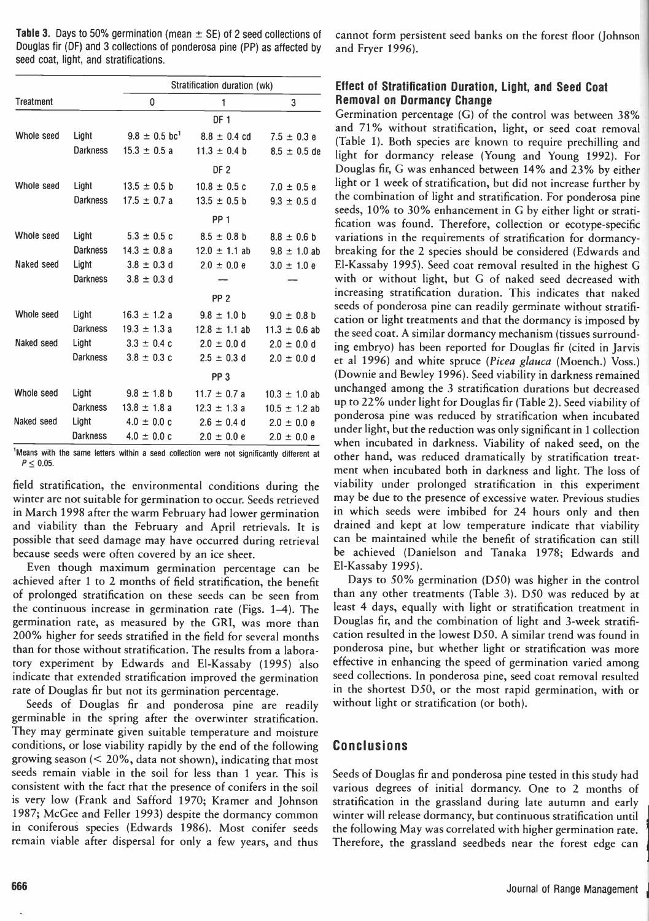**Table 3.** Days to 50% germination (mean ± SE) of 2 seed collections of Douglas fir (DF) and 3 collections of ponderosa pine (PP) as affected by seed coat, light, and stratifications.

| Treatment | | Stratification duration (wk) | | |
|---|---|---|---|---|
| | | 0 | 1 | 3 |
| | | DF 1 | | |
| Whole seed | Light | 9.8 ± 0.5 bc[1] | 8.8 ± 0.4 cd | 7.5 ± 0.3 e |
| | Darkness | 15.3 ± 0.5 a | 11.3 ± 0.4 b | 8.5 ± 0.5 de |
| | | DF 2 | | |
| Whole seed | Light | 13.5 ± 0.5 b | 10.8 ± 0.5 c | 7.0 ± 0.5 e |
| | Darkness | 17.5 ± 0.7 a | 13.5 ± 0.5 b | 9.3 ± 0.5 d |
| | | PP 1 | | |
| Whole seed | Light | 5.3 ± 0.5 c | 8.5 ± 0.8 b | 8.8 ± 0.6 b |
| | Darkness | 14.3 ± 0.8 a | 12.0 ± 1.1 ab | 9.8 ± 1.0 ab |
| Naked seed | Light | 3.8 ± 0.3 d | 2.0 ± 0.0 e | 3.0 ± 1.0 e |
| | Darkness | 3.8 ± 0.3 d | — | — |
| | | PP 2 | | |
| Whole seed | Light | 16.3 ± 1.2 a | 9.8 ± 1.0 b | 9.0 ± 0.8 b |
| | Darkness | 19.3 ± 1.3 a | 12.8 ± 1.1 ab | 11.3 ± 0.6 ab |
| Naked seed | Light | 3.3 ± 0.4 c | 2.0 ± 0.0 d | 2.0 ± 0.0 d |
| | Darkness | 3.8 ± 0.3 c | 2.5 ± 0.3 d | 2.0 ± 0.0 d |
| | | PP 3 | | |
| Whole seed | Light | 9.8 ± 1.8 b | 11.7 ± 0.7 a | 10.3 ± 1.0 ab |
| | Darkness | 13.8 ± 1.8 a | 12.3 ± 1.3 a | 10.5 ± 1.2 ab |
| Naked seed | Light | 4.0 ± 0.0 c | 2.6 ± 0.4 d | 2.0 ± 0.0 e |
| | Darkness | 4.0 ± 0.0 c | 2.0 ± 0.0 e | 2.0 ± 0.0 e |

[1]Means with the same letters within a seed collection were not significantly different at $P \leq 0.05$.

field stratification, the environmental conditions during the winter are not suitable for germination to occur. Seeds retrieved in March 1998 after the warm February had lower germination and viability than the February and April retrievals. It is possible that seed damage may have occurred during retrieval because seeds were often covered by an ice sheet.

Even though maximum germination percentage can be achieved after 1 to 2 months of field stratification, the benefit of prolonged stratification on these seeds can be seen from the continuous increase in germination rate (Figs. 1–4). The germination rate, as measured by the GRI, was more than 200% higher for seeds stratified in the field for several months than for those without stratification. The results from a laboratory experiment by Edwards and El-Kassaby (1995) also indicate that extended stratification improved the germination rate of Douglas fir but not its germination percentage.

Seeds of Douglas fir and ponderosa pine are readily germinable in the spring after the overwinter stratification. They may germinate given suitable temperature and moisture conditions, or lose viability rapidly by the end of the following growing season (< 20%, data not shown), indicating that most seeds remain viable in the soil for less than 1 year. This is consistent with the fact that the presence of conifers in the soil is very low (Frank and Safford 1970; Kramer and Johnson 1987; McGee and Feller 1993) despite the dormancy common in coniferous species (Edwards 1986). Most conifer seeds remain viable after dispersal for only a few years, and thus cannot form persistent seed banks on the forest floor (Johnson and Fryer 1996).

### Effect of Stratification Duration, Light, and Seed Coat Removal on Dormancy Change

Germination percentage (G) of the control was between 38% and 71% without stratification, light, or seed coat removal (Table 1). Both species are known to require prechilling and light for dormancy release (Young and Young 1992). For Douglas fir, G was enhanced between 14% and 23% by either light or 1 week of stratification, but did not increase further by the combination of light and stratification. For ponderosa pine seeds, 10% to 30% enhancement in G by either light or stratification was found. Therefore, collection or ecotype-specific variations in the requirements of stratification for dormancy-breaking for the 2 species should be considered (Edwards and El-Kassaby 1995). Seed coat removal resulted in the highest G with or without light, but G of naked seed decreased with increasing stratification duration. This indicates that naked seeds of ponderosa pine can readily germinate without stratification or light treatments and that the dormancy is imposed by the seed coat. A similar dormancy mechanism (tissues surrounding embryo) has been reported for Douglas fir (cited in Jarvis et al 1996) and white spruce (*Picea glauca* (Moench.) Voss.) (Downie and Bewley 1996). Seed viability in darkness remained unchanged among the 3 stratification durations but decreased up to 22% under light for Douglas fir (Table 2). Seed viability of ponderosa pine was reduced by stratification when incubated under light, but the reduction was only significant in 1 collection when incubated in darkness. Viability of naked seed, on the other hand, was reduced dramatically by stratification treatment when incubated both in darkness and light. The loss of viability under prolonged stratification in this experiment may be due to the presence of excessive water. Previous studies in which seeds were imbibed for 24 hours only and then drained and kept at low temperature indicate that viability can be maintained while the benefit of stratification can still be achieved (Danielson and Tanaka 1978; Edwards and El-Kassaby 1995).

Days to 50% germination (D50) was higher in the control than any other treatments (Table 3). D50 was reduced by at least 4 days, equally with light or stratification treatment in Douglas fir, and the combination of light and 3-week stratification resulted in the lowest D50. A similar trend was found in ponderosa pine, but whether light or stratification was more effective in enhancing the speed of germination varied among seed collections. In ponderosa pine, seed coat removal resulted in the shortest D50, or the most rapid germination, with or without light or stratification (or both).

## Conclusions

Seeds of Douglas fir and ponderosa pine tested in this study had various degrees of initial dormancy. One to 2 months of stratification in the grassland during late autumn and early winter will release dormancy, but continuous stratification until the following May was correlated with higher germination rate. Therefore, the grassland seedbeds near the forest edge can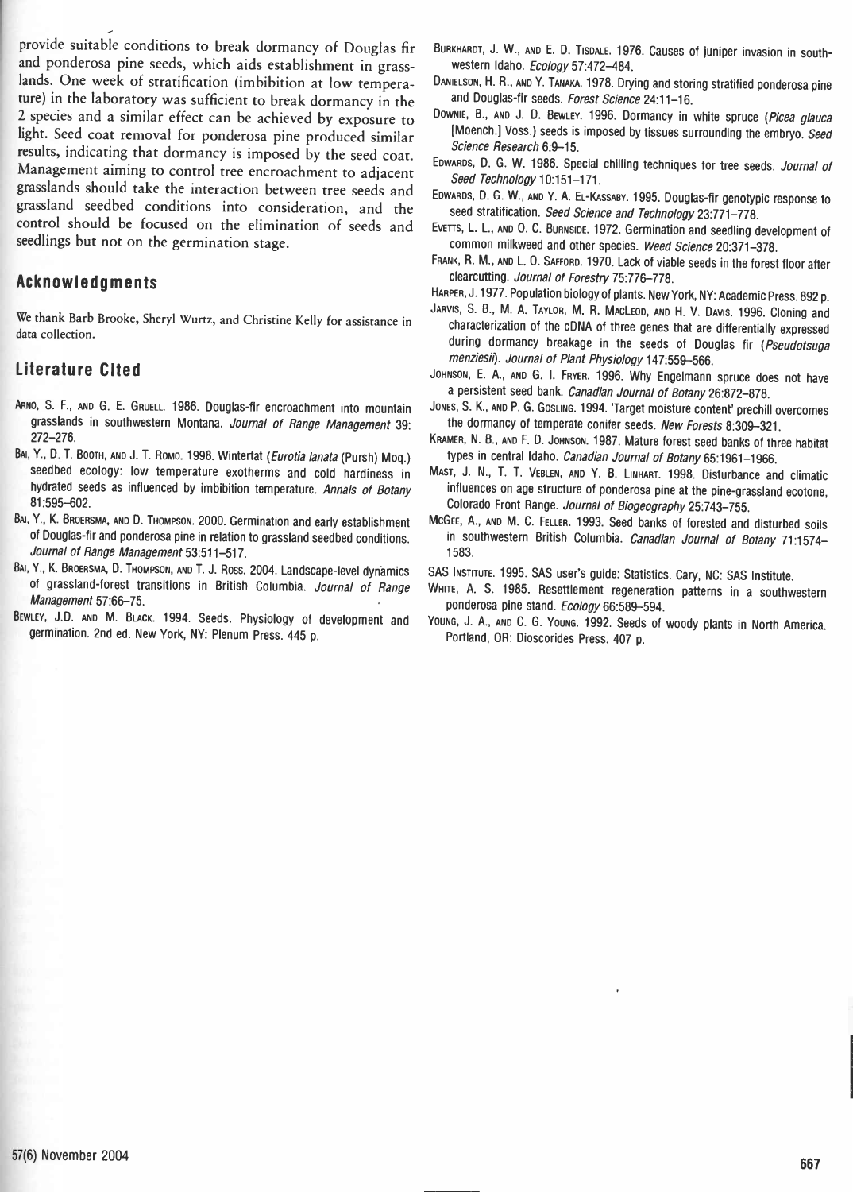provide suitable conditions to break dormancy of Douglas fir and ponderosa pine seeds, which aids establishment in grasslands. One week of stratification (imbibition at low temperature) in the laboratory was sufficient to break dormancy in the 2 species and a similar effect can be achieved by exposure to light. Seed coat removal for ponderosa pine produced similar results, indicating that dormancy is imposed by the seed coat. Management aiming to control tree encroachment to adjacent grasslands should take the interaction between tree seeds and grassland seedbed conditions into consideration, and the control should be focused on the elimination of seeds and seedlings but not on the germination stage.

## Acknowledgments

We thank Barb Brooke, Sheryl Wurtz, and Christine Kelly for assistance in data collection.

## Literature Cited

Arno, S. F., and G. E. Gruell. 1986. Douglas-fir encroachment into mountain grasslands in southwestern Montana. *Journal of Range Management* 39: 272–276.

Bai, Y., D. T. Booth, and J. T. Romo. 1998. Winterfat (*Eurotia lanata* (Pursh) Moq.) seedbed ecology: low temperature exotherms and cold hardiness in hydrated seeds as influenced by imbibition temperature. *Annals of Botany* 81:595–602.

Bai, Y., K. Broersma, and D. Thompson. 2000. Germination and early establishment of Douglas-fir and ponderosa pine in relation to grassland seedbed conditions. *Journal of Range Management* 53:511–517.

Bai, Y., K. Broersma, D. Thompson, and T. J. Ross. 2004. Landscape-level dynamics of grassland-forest transitions in British Columbia. *Journal of Range Management* 57:66–75.

Bewley, J.D. and M. Black. 1994. Seeds. Physiology of development and germination. 2nd ed. New York, NY: Plenum Press. 445 p.

Burkhardt, J. W., and E. D. Tisdale. 1976. Causes of juniper invasion in southwestern Idaho. *Ecology* 57:472–484.

Danielson, H. R., and Y. Tanaka. 1978. Drying and storing stratified ponderosa pine and Douglas-fir seeds. *Forest Science* 24:11–16.

Downie, B., and J. D. Bewley. 1996. Dormancy in white spruce (*Picea glauca* [Moench.] Voss.) seeds is imposed by tissues surrounding the embryo. *Seed Science Research* 6:9–15.

Edwards, D. G. W. 1986. Special chilling techniques for tree seeds. *Journal of Seed Technology* 10:151–171.

Edwards, D. G. W., and Y. A. El-Kassaby. 1995. Douglas-fir genotypic response to seed stratification. *Seed Science and Technology* 23:771–778.

Evetts, L. L., and O. C. Burnside. 1972. Germination and seedling development of common milkweed and other species. *Weed Science* 20:371–378.

Frank, R. M., and L. O. Safford. 1970. Lack of viable seeds in the forest floor after clearcutting. *Journal of Forestry* 75:776–778.

Harper, J. 1977. Population biology of plants. New York, NY: Academic Press. 892 p.

Jarvis, S. B., M. A. Taylor, M. R. MacLeod, and H. V. Davis. 1996. Cloning and characterization of the cDNA of three genes that are differentially expressed during dormancy breakage in the seeds of Douglas fir (*Pseudotsuga menziesii*). *Journal of Plant Physiology* 147:559–566.

Johnson, E. A., and G. I. Fryer. 1996. Why Engelmann spruce does not have a persistent seed bank. *Canadian Journal of Botany* 26:872–878.

Jones, S. K., and P. G. Gosling. 1994. 'Target moisture content' prechill overcomes the dormancy of temperate conifer seeds. *New Forests* 8:309–321.

Kramer, N. B., and F. D. Johnson. 1987. Mature forest seed banks of three habitat types in central Idaho. *Canadian Journal of Botany* 65:1961–1966.

Mast, J. N., T. T. Veblen, and Y. B. Linhart. 1998. Disturbance and climatic influences on age structure of ponderosa pine at the pine-grassland ecotone, Colorado Front Range. *Journal of Biogeography* 25:743–755.

McGee, A., and M. C. Feller. 1993. Seed banks of forested and disturbed soils in southwestern British Columbia. *Canadian Journal of Botany* 71:1574–1583.

SAS Institute. 1995. SAS user's guide: Statistics. Cary, NC: SAS Institute.

White, A. S. 1985. Resettlement regeneration patterns in a southwestern ponderosa pine stand. *Ecology* 66:589–594.

Young, J. A., and C. G. Young. 1992. Seeds of woody plants in North America. Portland, OR: Dioscorides Press. 407 p.